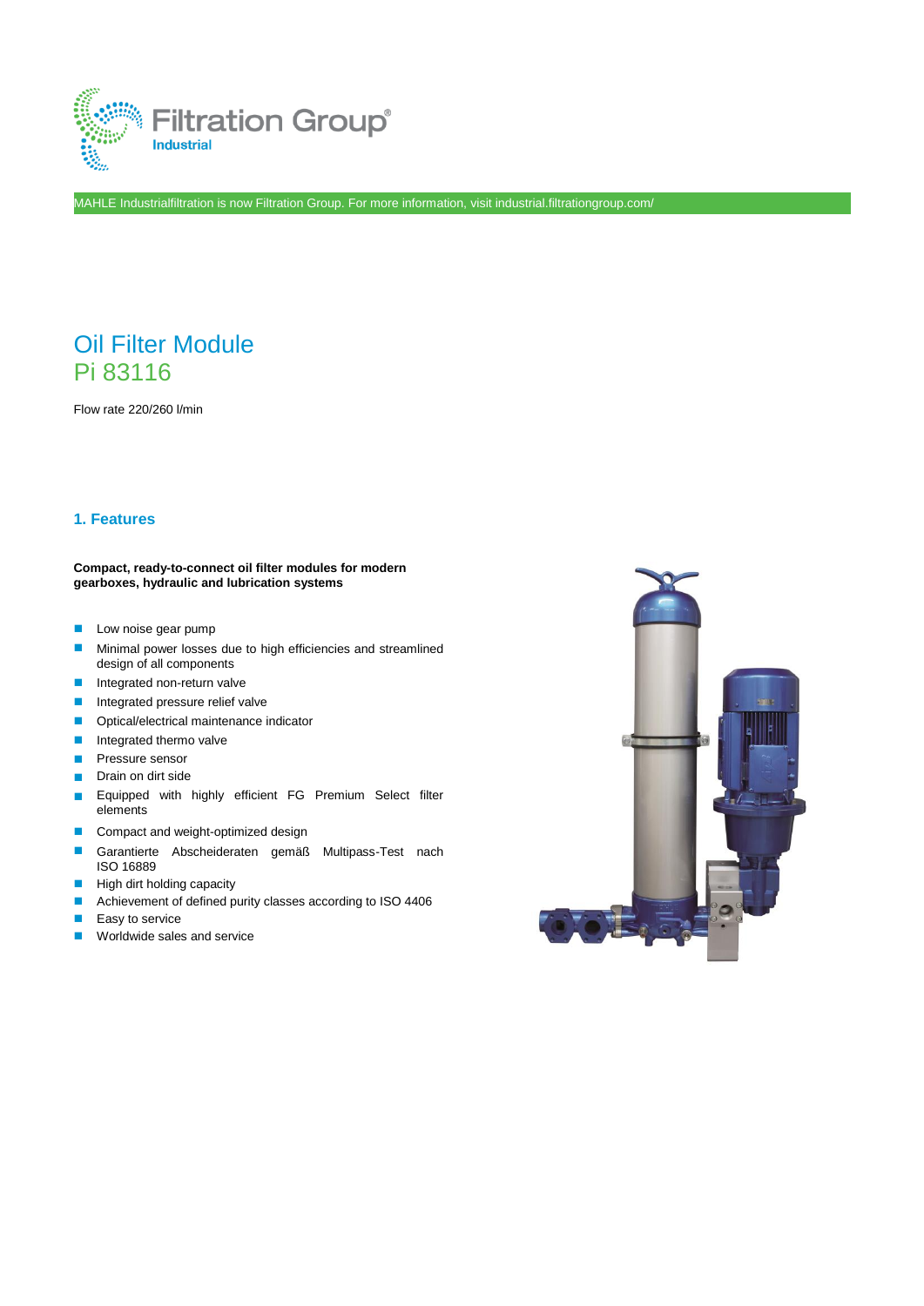Filtration Group® Industrial

MAHLE Industrialfiltration is now Filtration Group. For more information, visit industrial.filtrationgroup.com/

# Oil Filter Module
# Pi 83116

Flow rate 220/260 l/min

## 1. Features

**Compact, ready-to-connect oil filter modules for modern gearboxes, hydraulic and lubrication systems**

- Low noise gear pump
- Minimal power losses due to high efficiencies and streamlined design of all components
- Integrated non-return valve
- Integrated pressure relief valve
- Optical/electrical maintenance indicator
- Integrated thermo valve
- Pressure sensor
- Drain on dirt side
- Equipped with highly efficient FG Premium Select filter elements
- Compact and weight-optimized design
- Garantierte Abscheideraten gemäß Multipass-Test nach ISO 16889
- High dirt holding capacity
- Achievement of defined purity classes according to ISO 4406
- Easy to service
- Worldwide sales and service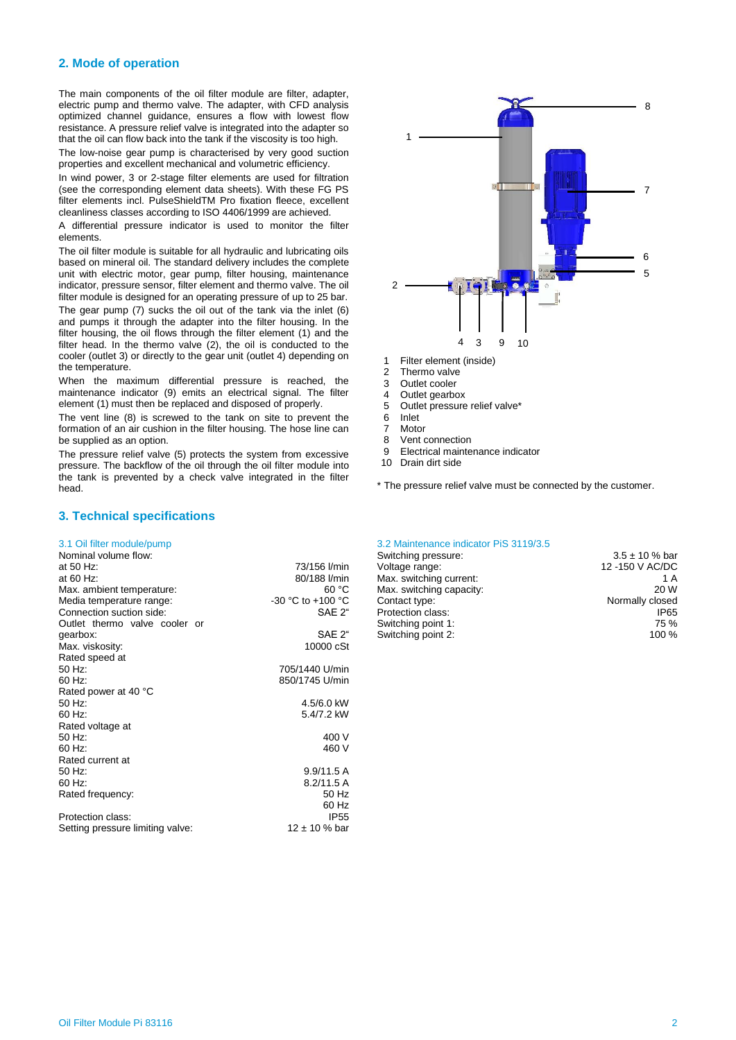## 2. Mode of operation

The main components of the oil filter module are filter, adapter, electric pump and thermo valve. The adapter, with CFD analysis optimized channel guidance, ensures a flow with lowest flow resistance. A pressure relief valve is integrated into the adapter so that the oil can flow back into the tank if the viscosity is too high.

The low-noise gear pump is characterised by very good suction properties and excellent mechanical and volumetric efficiency.

In wind power, 3 or 2-stage filter elements are used for filtration (see the corresponding element data sheets). With these FG PS filter elements incl. PulseShieldTM Pro fixation fleece, excellent cleanliness classes according to ISO 4406/1999 are achieved.

A differential pressure indicator is used to monitor the filter elements.

The oil filter module is suitable for all hydraulic and lubricating oils based on mineral oil. The standard delivery includes the complete unit with electric motor, gear pump, filter housing, maintenance indicator, pressure sensor, filter element and thermo valve. The oil filter module is designed for an operating pressure of up to 25 bar.

The gear pump (7) sucks the oil out of the tank via the inlet (6) and pumps it through the adapter into the filter housing. In the filter housing, the oil flows through the filter element (1) and the filter head. In the thermo valve (2), the oil is conducted to the cooler (outlet 3) or directly to the gear unit (outlet 4) depending on the temperature.

When the maximum differential pressure is reached, the maintenance indicator (9) emits an electrical signal. The filter element (1) must then be replaced and disposed of properly.

The vent line (8) is screwed to the tank on site to prevent the formation of an air cushion in the filter housing. The hose line can be supplied as an option.

The pressure relief valve (5) protects the system from excessive pressure. The backflow of the oil through the oil filter module into the tank is prevented by a check valve integrated in the filter head.

1 Filter element (inside)
2 Thermo valve
3 Outlet cooler
4 Outlet gearbox
5 Outlet pressure relief valve*
6 Inlet
7 Motor
8 Vent connection
9 Electrical maintenance indicator
10 Drain dirt side

\* The pressure relief valve must be connected by the customer.

## 3. Technical specifications

### 3.1 Oil filter module/pump

| | |
|---|---|
| Nominal volume flow: | |
| at 50 Hz: | 73/156 l/min |
| at 60 Hz: | 80/188 l/min |
| Max. ambient temperature: | 60 °C |
| Media temperature range: | -30 °C to +100 °C |
| Connection suction side: | SAE 2" |
| Outlet thermo valve cooler or gearbox: | SAE 2" |
| Max. viskosity: | 10000 cSt |
| Rated speed at | |
| 50 Hz: | 705/1440 U/min |
| 60 Hz: | 850/1745 U/min |
| Rated power at 40 °C | |
| 50 Hz: | 4.5/6.0 kW |
| 60 Hz: | 5.4/7.2 kW |
| Rated voltage at | |
| 50 Hz: | 400 V |
| 60 Hz: | 460 V |
| Rated current at | |
| 50 Hz: | 9.9/11.5 A |
| 60 Hz: | 8.2/11.5 A |
| Rated frequency: | 50 Hz<br>60 Hz |
| Protection class: | IP55 |
| Setting pressure limiting valve: | 12 ± 10 % bar |

### 3.2 Maintenance indicator PiS 3119/3.5

| | |
|---|---|
| Switching pressure: | 3.5 ± 10 % bar |
| Voltage range: | 12 -150 V AC/DC |
| Max. switching current: | 1 A |
| Max. switching capacity: | 20 W |
| Contact type: | Normally closed |
| Protection class: | IP65 |
| Switching point 1: | 75 % |
| Switching point 2: | 100 % |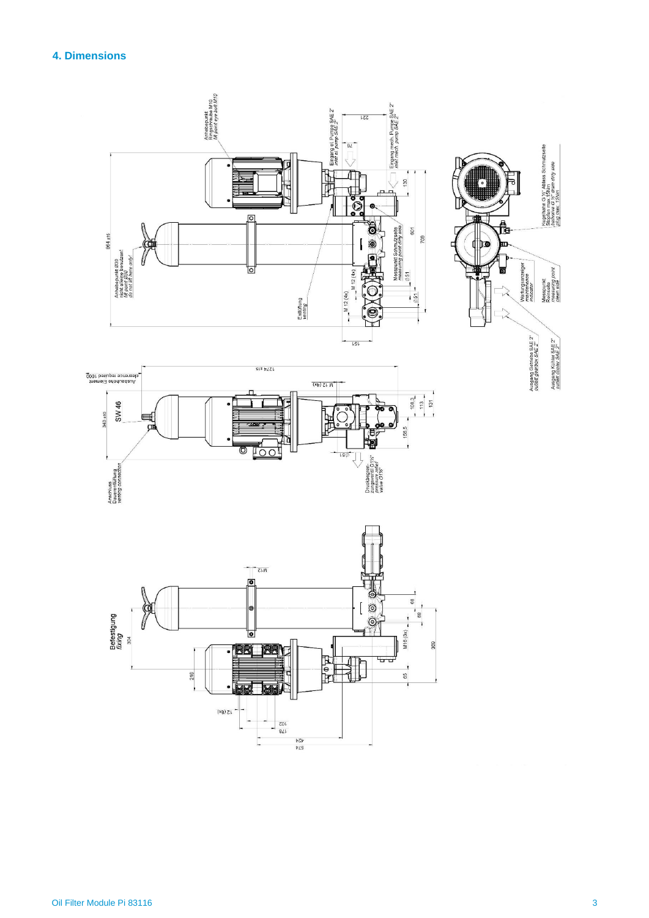## 4. Dimensions

Anhebepunkt
Ringschraube M10
lift point eye bolt M10

Eingang el. Pumpe SAE 2"
inlet el. pump SAE 2"

Eingang mech. Pumpe SAE 2"
inlet mech. pump SAE 2"

221

76

130

601

709

964 ±15

Anhebepunkt Ø30
nicht alleine benutzen!
lift point Ø30
do not lift here only!

Messpunkt Schmutzseite
measuring point dirty side

M 12 (4x)

Ø51

Ø51

Entlüftung
venting

151

Kugelhahn G ½" Ablass Schmutzseite
Stopfen max 15Nm
ballvalve G ½" drain dirty side
plug max. 15Nm

Wartungsanzeiger
maintenance
indicator

Messpunkt
Reinseite
measuring point
clean side

Ausgang Getriebe SAE 2"
outlet gearbox SAE 2"

Ausgang Kühler SAE 2"
outlet cooler SAE 2"

Ausbauhöhe Element
clearence required 1000

1274 ±15

M 12 (4x)

343 ±10

SW 46

108,5

113

131

156,5

Ø51

Anschluss
Dauerentlüftung
venting connection

Druckbegrenzungsventil G1½"
pressure relief
valve G1½"

M12

Befestigung
fixing

304

216

68

86

M16 (3x)

369

65

12 (6x)

102

178

424

574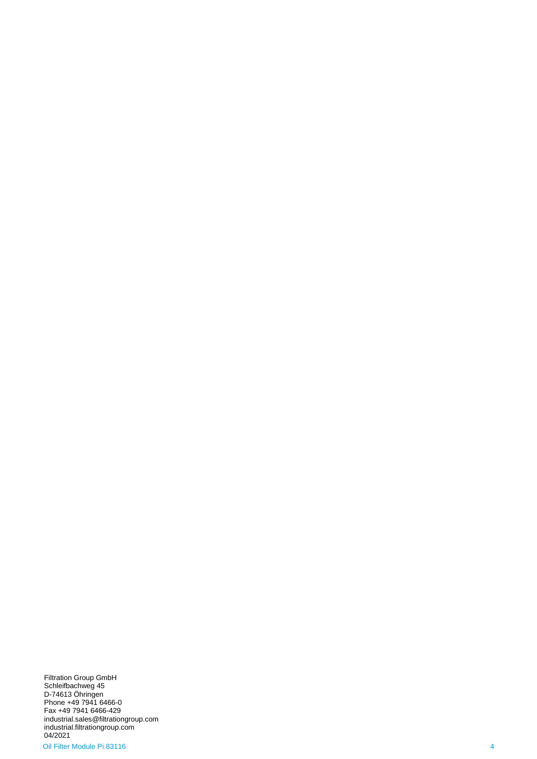Filtration Group GmbH
Schleifbachweg 45
D-74613 Öhringen
Phone +49 7941 6466-0
Fax +49 7941 6466-429
industrial.sales@filtrationgroup.com
industrial.filtrationgroup.com
04/2021